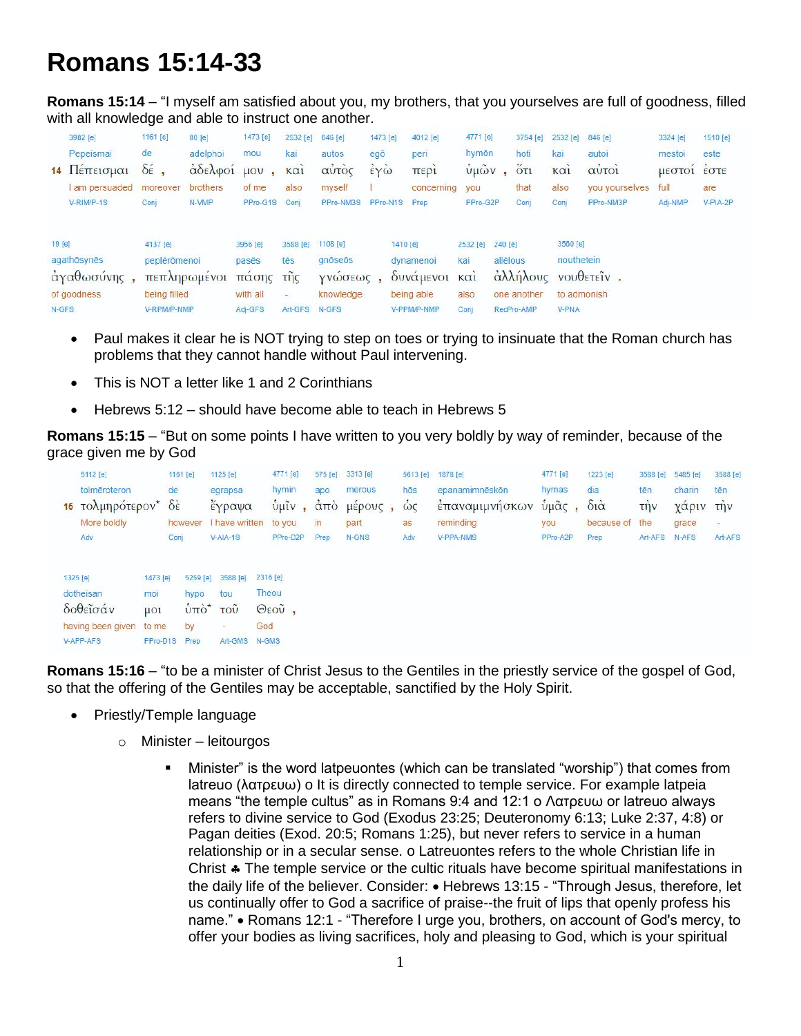# Romans 15:14-33

**Romans 15:14** – "I myself am satisfied about you, my brothers, that you yourselves are full of goodness, filled with all knowledge and able to instruct one another.

| | 3982 [e] | 1161 [e] | 80 [e] | 1473 [e] | 2532 [e] | 846 [e] | 1473 [e] | 4012 [e] | 4771 [e] | 3754 [e] | 2532 [e] | 846 [e] | 3324 [e] | 1510 [e] |
|---|---|---|---|---|---|---|---|---|---|---|---|---|---|---|
| | Pepeismai | de | adelphoi | mou | kai | autos | egō | peri | hymōn | hoti | kai | autoi | mestoi | este |
| 14 | Πέπεισμαι | δέ , | ἀδελφοί | μου , | καὶ | αὐτὸς | ἐγὼ | περὶ | ὑμῶν , | ὅτι | καὶ | αὐτοὶ | μεστοί | ἐστε |
| | I am persuaded | moreover | brothers | of me | also | myself | I | concerning | you | that | also | you yourselves | full | are |
| | V-RIM/P-1S | Conj | N-VMP | PPro-G1S | Conj | PPro-NM3S | PPro-N1S | Prep | PPro-G2P | Conj | Conj | PPro-NM3P | Adj-NMP | V-PIA-2P |

| 19 [e] | 4137 [e] | 3956 [e] | 3588 [e] | 1108 [e] | 1410 [e] | 2532 [e] | 240 [e] | 3560 [e] |
|---|---|---|---|---|---|---|---|---|
| agathōsynēs | peplērōmenoi | pasēs | tēs | gnōseōs | dynamenoi | kai | allēlous | nouthetein |
| ἀγαθωσύνης , | πεπληρωμένοι | πάσης | τῆς | γνώσεως , | δυνάμενοι | καὶ | ἀλλήλους | νουθετεῖν . |
| of goodness | being filled | with all | - | knowledge | being able | also | one another | to admonish |
| N-GFS | V-RPM/P-NMP | Adj-GFS | Art-GFS | N-GFS | V-PPM/P-NMP | Conj | RecPro-AMP | V-PNA |

- Paul makes it clear he is NOT trying to step on toes or trying to insinuate that the Roman church has problems that they cannot handle without Paul intervening.
- This is NOT a letter like 1 and 2 Corinthians
- Hebrews 5:12 – should have become able to teach in Hebrews 5

**Romans 15:15** – "But on some points I have written to you very boldly by way of reminder, because of the grace given me by God

| | 5112 [e] | 1161 [e] | 1125 [e] | 4771 [e] | 575 [e] | 3313 [e] | 5613 [e] | 1878 [e] | 4771 [e] | 1223 [e] | 3588 [e] | 5485 [e] | 3588 [e] |
|---|---|---|---|---|---|---|---|---|---|---|---|---|---|
| | tolmēroteron | de | egrapsa | hymin | apo | merous | hōs | epanamimnēskōn | hymas | dia | tēn | charin | tēn |
| 15 | τολμηρότερον* | δὲ | ἔγραψα | ὑμῖν , | ἀπὸ | μέρους , | ὡς | ἐπαναμιμνήσκων | ὑμᾶς , | διὰ | τὴν | χάριν | τὴν |
| | More boldly | however | I have written | to you | in | part | as | reminding | you | because of | the | grace | - |
| | Adv | Conj | V-AIA-1S | PPro-D2P | Prep | N-GNS | Adv | V-PPA-NMS | PPro-A2P | Prep | Art-AFS | N-AFS | Art-AFS |

| 1325 [e] | 1473 [e] | 5259 [e] | 3588 [e] | 2316 [e] |
|---|---|---|---|---|
| dotheisan | moi | hypo | tou | Theou |
| δοθεῖσάν | μοι | ὑπὸ* | τοῦ | Θεοῦ , |
| having been given | to me | by | - | God |
| V-APP-AFS | PPro-D1S | Prep | Art-GMS | N-GMS |

**Romans 15:16** – "to be a minister of Christ Jesus to the Gentiles in the priestly service of the gospel of God, so that the offering of the Gentiles may be acceptable, sanctified by the Holy Spirit.

- Priestly/Temple language
  - Minister – leitourgos
    - Minister" is the word latpeuontes (which can be translated "worship") that comes from latreuo (λατρευω) o It is directly connected to temple service. For example latpeia means "the temple cultus" as in Romans 9:4 and 12:1 o Λατρευω or latreuo always refers to divine service to God (Exodus 23:25; Deuteronomy 6:13; Luke 2:37, 4:8) or Pagan deities (Exod. 20:5; Romans 1:25), but never refers to service in a human relationship or in a secular sense. o Latreuontes refers to the whole Christian life in Christ ♣ The temple service or the cultic rituals have become spiritual manifestations in the daily life of the believer. Consider: • Hebrews 13:15 - "Through Jesus, therefore, let us continually offer to God a sacrifice of praise--the fruit of lips that openly profess his name." • Romans 12:1 - "Therefore I urge you, brothers, on account of God's mercy, to offer your bodies as living sacrifices, holy and pleasing to God, which is your spiritual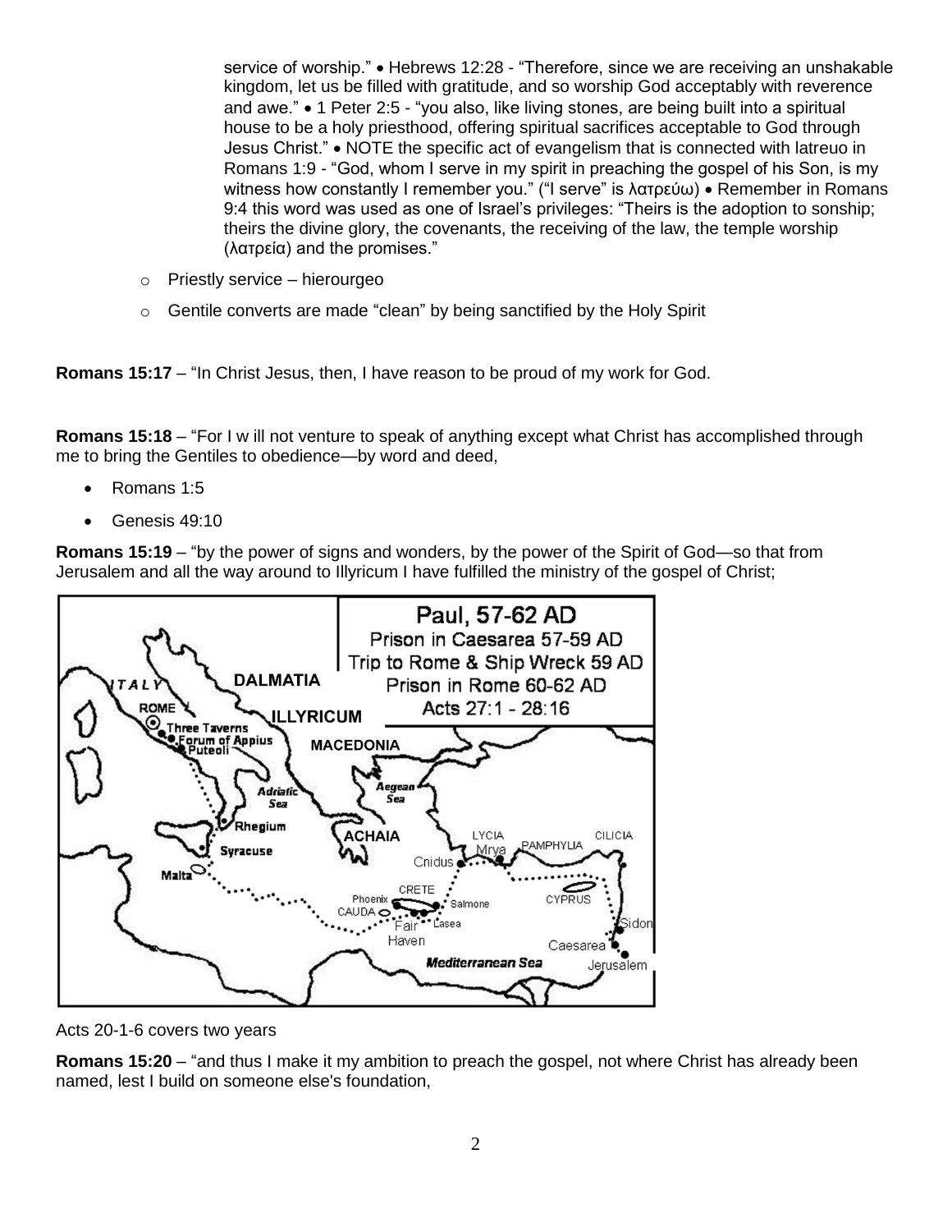service of worship." • Hebrews 12:28 - "Therefore, since we are receiving an unshakable kingdom, let us be filled with gratitude, and so worship God acceptably with reverence and awe." • 1 Peter 2:5 - "you also, like living stones, are being built into a spiritual house to be a holy priesthood, offering spiritual sacrifices acceptable to God through Jesus Christ." • NOTE the specific act of evangelism that is connected with latreuo in Romans 1:9 - "God, whom I serve in my spirit in preaching the gospel of his Son, is my witness how constantly I remember you." ("I serve" is λατρεύω) • Remember in Romans 9:4 this word was used as one of Israel's privileges: "Theirs is the adoption to sonship; theirs the divine glory, the covenants, the receiving of the law, the temple worship (λατρεία) and the promises."

- Priestly service – hierourgeo
- Gentile converts are made "clean" by being sanctified by the Holy Spirit

**Romans 15:17** – "In Christ Jesus, then, I have reason to be proud of my work for God.

**Romans 15:18** – "For I w ill not venture to speak of anything except what Christ has accomplished through me to bring the Gentiles to obedience—by word and deed,

- Romans 1:5
- Genesis 49:10

**Romans 15:19** – "by the power of signs and wonders, by the power of the Spirit of God—so that from Jerusalem and all the way around to Illyricum I have fulfilled the ministry of the gospel of Christ;

Paul, 57-62 AD
Prison in Caesarea 57-59 AD
Trip to Rome & Ship Wreck 59 AD
Prison in Rome 60-62 AD
Acts 27:1 - 28:16

Acts 20-1-6 covers two years

**Romans 15:20** – "and thus I make it my ambition to preach the gospel, not where Christ has already been named, lest I build on someone else's foundation,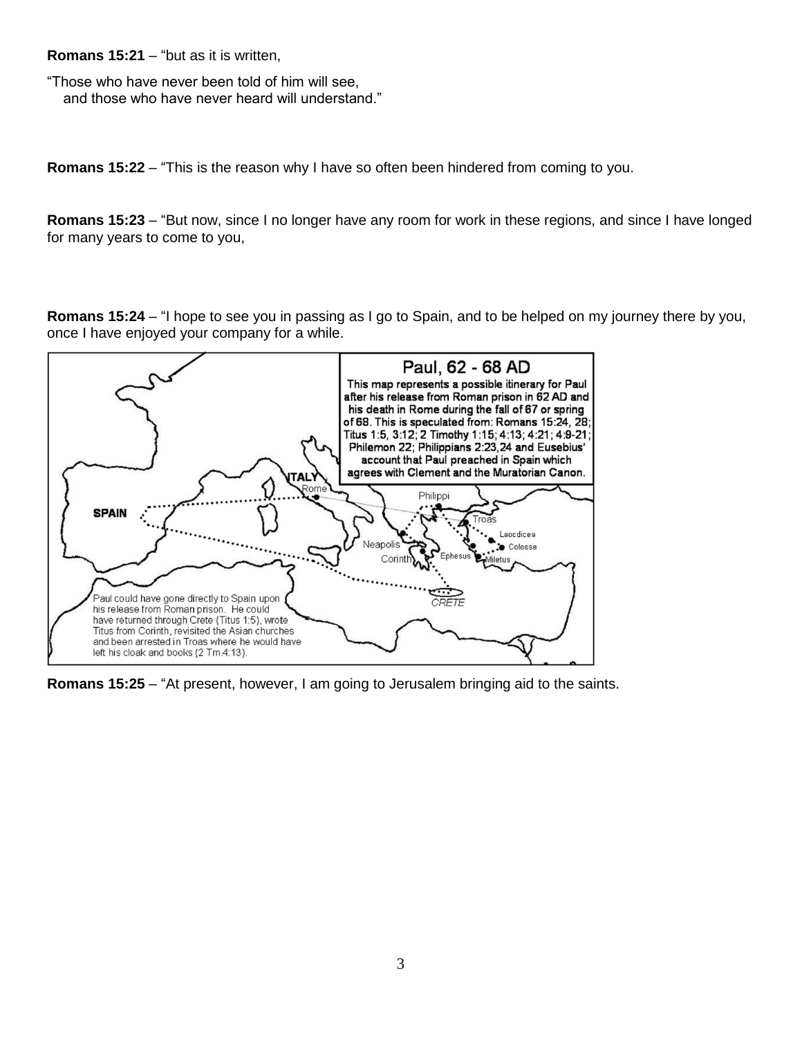**Romans 15:21** – "but as it is written,

"Those who have never been told of him will see,
and those who have never heard will understand."

**Romans 15:22** – "This is the reason why I have so often been hindered from coming to you.

**Romans 15:23** – "But now, since I no longer have any room for work in these regions, and since I have longed for many years to come to you,

**Romans 15:24** – "I hope to see you in passing as I go to Spain, and to be helped on my journey there by you, once I have enjoyed your company for a while.

**Paul, 62 - 68 AD**

This map represents a possible itinerary for Paul after his release from Roman prison in 62 AD and his death in Rome during the fall of 67 or spring of 68. This is speculated from: Romans 15:24, 28; Titus 1:5, 3:12; 2 Timothy 1:15; 4:13; 4:21; 4:9-21; Philemon 22; Philippians 2:23,24 and Eusebius' account that Paul preached in Spain which agrees with Clement and the Muratorian Canon.

Paul could have gone directly to Spain upon his release from Roman prison. He could have returned through Crete (Titus 1:5), wrote Titus from Corinth, revisited the Asian churches and been arrested in Troas where he would have left his cloak and books (2 Tm.4:13).

**Romans 15:25** – "At present, however, I am going to Jerusalem bringing aid to the saints.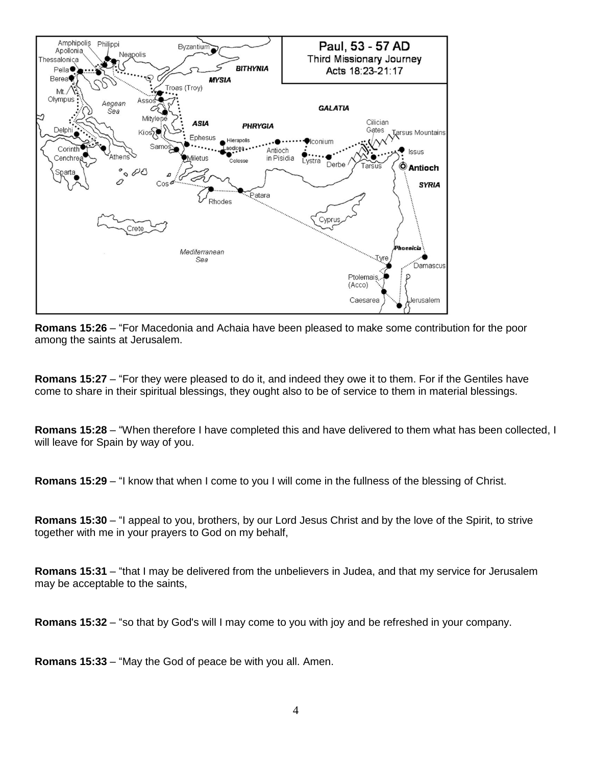Paul, 53 - 57 AD
Third Missionary Journey
Acts 18:23-21:17

Amphipolis, Philippi, Apollonia, Neapolis, Thessalonica, Pella, Berea, Mt. Olympus, Byzantium, BITHYNIA, MYSIA, Troas (Troy), Assos, Aegean Sea, Mitylene, ASIA, PHRYGIA, GALATIA, Delphi, Kios, Ephesus, Hierapolis, Laodicea, Colosse, Iconium, Antioch in Pisidia, Lystra, Derbe, Cilician Gates, Tarsus Mountains, Tarsus, Issus, Antioch, SYRIA, Corinth, Cenchrea, Athens, Samos, Miletus, Sparta, Cos, Rhodes, Patara, Cyprus, Crete, Mediterranean Sea, Phoenicia, Tyre, Damascus, Ptolemais (Acco), Caesarea, Jerusalem

**Romans 15:26** – "For Macedonia and Achaia have been pleased to make some contribution for the poor among the saints at Jerusalem.

**Romans 15:27** – "For they were pleased to do it, and indeed they owe it to them. For if the Gentiles have come to share in their spiritual blessings, they ought also to be of service to them in material blessings.

**Romans 15:28** – "When therefore I have completed this and have delivered to them what has been collected, I will leave for Spain by way of you.

**Romans 15:29** – "I know that when I come to you I will come in the fullness of the blessing of Christ.

**Romans 15:30** – "I appeal to you, brothers, by our Lord Jesus Christ and by the love of the Spirit, to strive together with me in your prayers to God on my behalf,

**Romans 15:31** – "that I may be delivered from the unbelievers in Judea, and that my service for Jerusalem may be acceptable to the saints,

**Romans 15:32** – "so that by God's will I may come to you with joy and be refreshed in your company.

**Romans 15:33** – "May the God of peace be with you all. Amen.